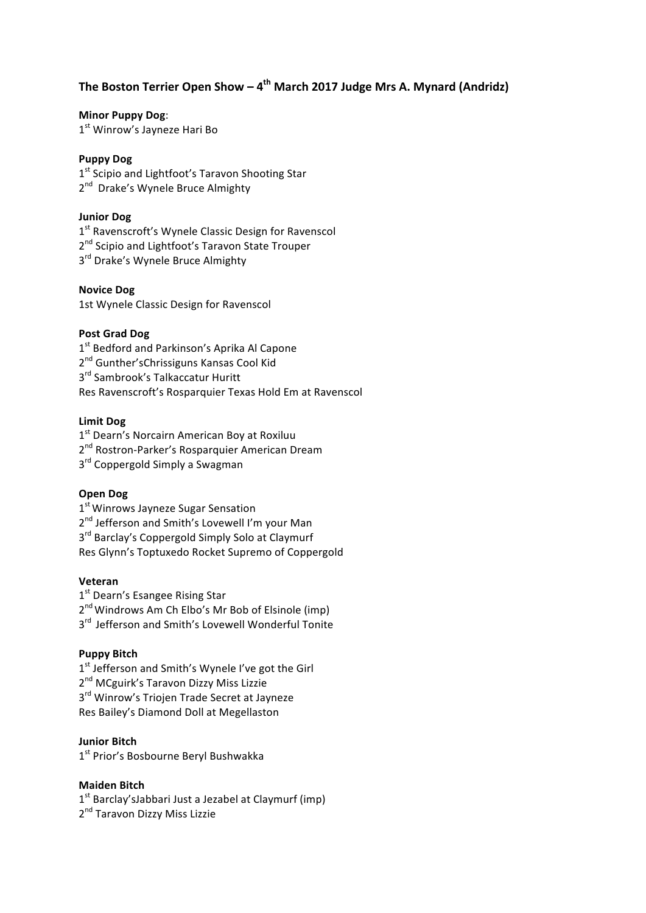# The Boston Terrier Open Show – 4th March 2017 Judge Mrs A. Mynard (Andridz)

**Minor Puppy Dog**:
1st Winrow's Jayneze Hari Bo

**Puppy Dog**
1st Scipio and Lightfoot's Taravon Shooting Star
2nd Drake's Wynele Bruce Almighty

**Junior Dog**
1st Ravenscroft's Wynele Classic Design for Ravenscol
2nd Scipio and Lightfoot's Taravon State Trouper
3rd Drake's Wynele Bruce Almighty

**Novice Dog**
1st Wynele Classic Design for Ravenscol

**Post Grad Dog**
1st Bedford and Parkinson's Aprika Al Capone
2nd Gunther'sChrissiguns Kansas Cool Kid
3rd Sambrook's Talkaccatur Huritt
Res Ravenscroft's Rosparquier Texas Hold Em at Ravenscol

**Limit Dog**
1st Dearn's Norcairn American Boy at Roxiluu
2nd Rostron-Parker's Rosparquier American Dream
3rd Coppergold Simply a Swagman

**Open Dog**
1st Winrows Jayneze Sugar Sensation
2nd Jefferson and Smith's Lovewell I'm your Man
3rd Barclay's Coppergold Simply Solo at Claymurf
Res Glynn's Toptuxedo Rocket Supremo of Coppergold

**Veteran**
1st Dearn's Esangee Rising Star
2nd Windrows Am Ch Elbo's Mr Bob of Elsinole (imp)
3rd Jefferson and Smith's Lovewell Wonderful Tonite

**Puppy Bitch**
1st Jefferson and Smith's Wynele I've got the Girl
2nd MCguirk's Taravon Dizzy Miss Lizzie
3rd Winrow's Triojen Trade Secret at Jayneze
Res Bailey's Diamond Doll at Megellaston

**Junior Bitch**
1st Prior's Bosbourne Beryl Bushwakka

**Maiden Bitch**
1st Barclay'sJabbari Just a Jezabel at Claymurf (imp)
2nd Taravon Dizzy Miss Lizzie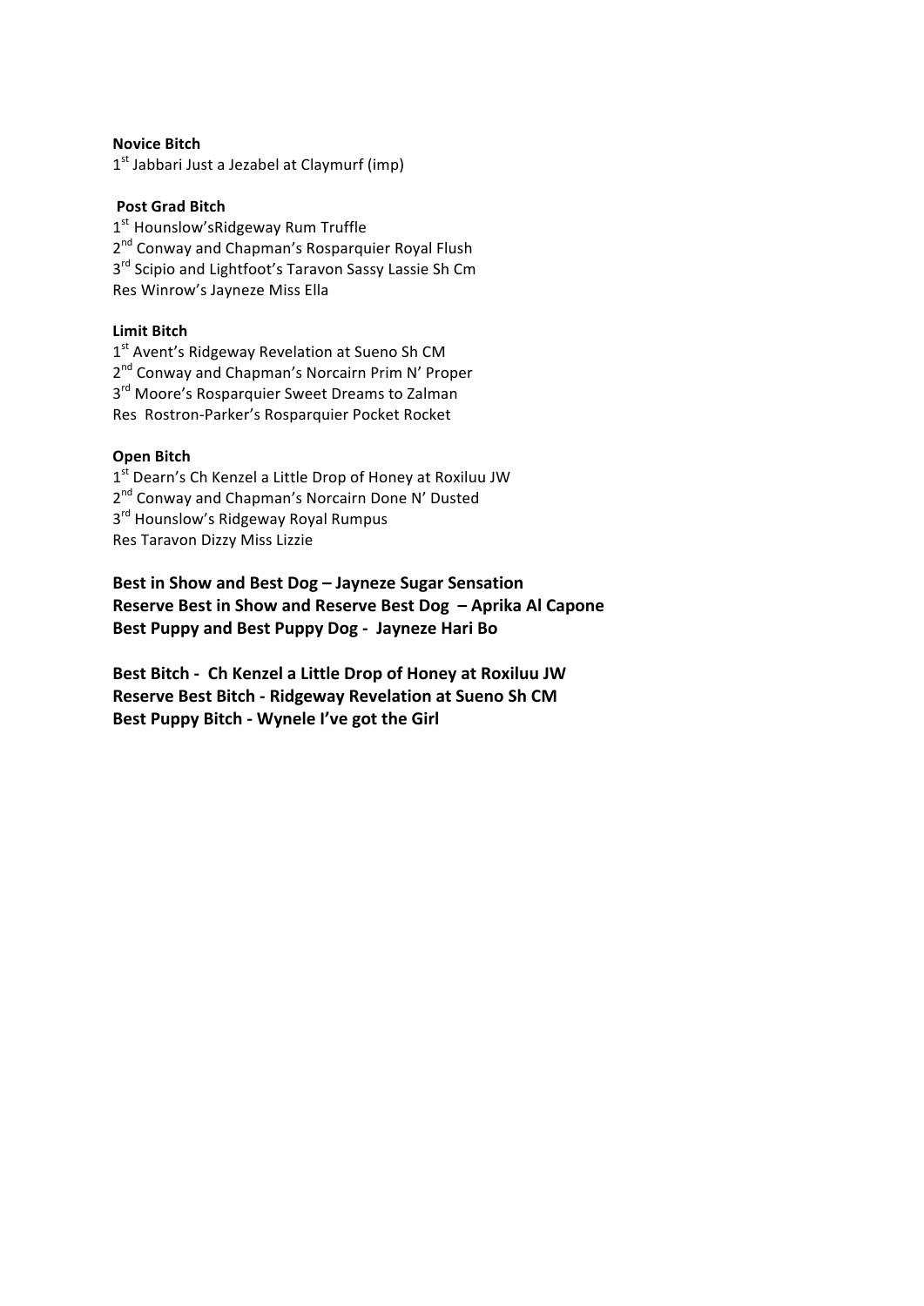**Novice Bitch**
1st Jabbari Just a Jezabel at Claymurf (imp)

**Post Grad Bitch**
1st Hounslow'sRidgeway Rum Truffle
2nd Conway and Chapman's Rosparquier Royal Flush
3rd Scipio and Lightfoot's Taravon Sassy Lassie Sh Cm
Res Winrow's Jayneze Miss Ella

**Limit Bitch**
1st Avent's Ridgeway Revelation at Sueno Sh CM
2nd Conway and Chapman's Norcairn Prim N' Proper
3rd Moore's Rosparquier Sweet Dreams to Zalman
Res Rostron-Parker's Rosparquier Pocket Rocket

**Open Bitch**
1st Dearn's Ch Kenzel a Little Drop of Honey at Roxiluu JW
2nd Conway and Chapman's Norcairn Done N' Dusted
3rd Hounslow's Ridgeway Royal Rumpus
Res Taravon Dizzy Miss Lizzie

**Best in Show and Best Dog – Jayneze Sugar Sensation**
**Reserve Best in Show and Reserve Best Dog – Aprika Al Capone**
**Best Puppy and Best Puppy Dog - Jayneze Hari Bo**

**Best Bitch - Ch Kenzel a Little Drop of Honey at Roxiluu JW**
**Reserve Best Bitch - Ridgeway Revelation at Sueno Sh CM**
**Best Puppy Bitch - Wynele I've got the Girl**